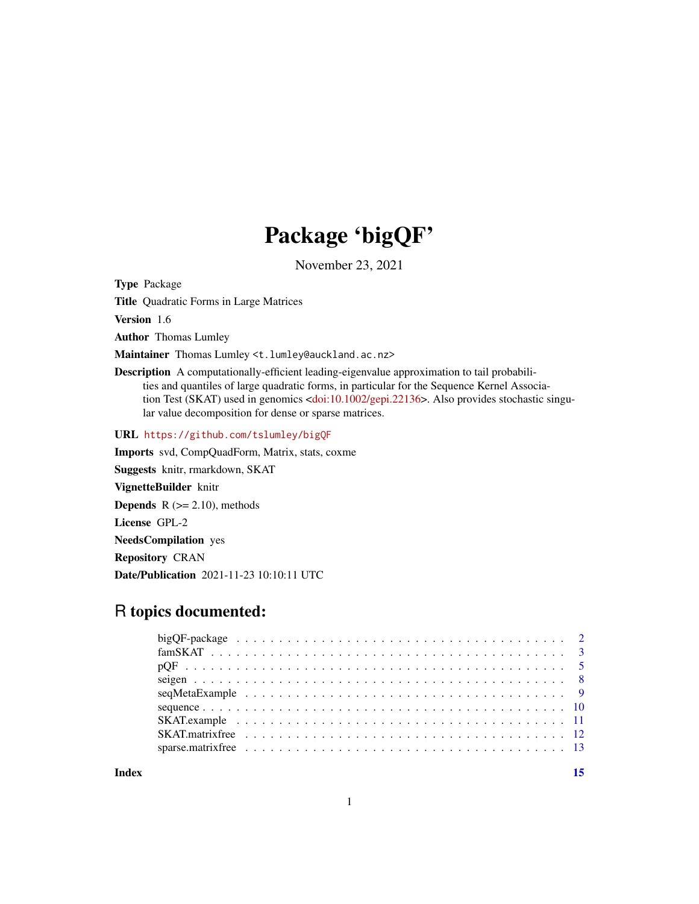# Package 'bigQF'

November 23, 2021

**Type** Package

**Title** Quadratic Forms in Large Matrices

**Version** 1.6

**Author** Thomas Lumley

**Maintainer** Thomas Lumley <t.lumley@auckland.ac.nz>

**Description** A computationally-efficient leading-eigenvalue approximation to tail probabilities and quantiles of large quadratic forms, in particular for the Sequence Kernel Association Test (SKAT) used in genomics <doi:10.1002/gepi.22136>. Also provides stochastic singular value decomposition for dense or sparse matrices.

**URL** https://github.com/tslumley/bigQF

**Imports** svd, CompQuadForm, Matrix, stats, coxme

**Suggests** knitr, rmarkdown, SKAT

**VignetteBuilder** knitr

**Depends** R (>= 2.10), methods

**License** GPL-2

**NeedsCompilation** yes

**Repository** CRAN

**Date/Publication** 2021-11-23 10:10:11 UTC

## R topics documented:

- bigQF-package . . . . . . . . . . . . . . . . . . . . . . . . . . . . . . . . . . . . . . . 2
- famSKAT . . . . . . . . . . . . . . . . . . . . . . . . . . . . . . . . . . . . . . . . . . 3
- pQF . . . . . . . . . . . . . . . . . . . . . . . . . . . . . . . . . . . . . . . . . . . . . 5
- seigen . . . . . . . . . . . . . . . . . . . . . . . . . . . . . . . . . . . . . . . . . . . . 8
- seqMetaExample . . . . . . . . . . . . . . . . . . . . . . . . . . . . . . . . . . . . . . 9
- sequence . . . . . . . . . . . . . . . . . . . . . . . . . . . . . . . . . . . . . . . . . . 10
- SKAT.example . . . . . . . . . . . . . . . . . . . . . . . . . . . . . . . . . . . . . . . 11
- SKAT.matrixfree . . . . . . . . . . . . . . . . . . . . . . . . . . . . . . . . . . . . . . 12
- sparse.matrixfree . . . . . . . . . . . . . . . . . . . . . . . . . . . . . . . . . . . . . 13

**Index** 15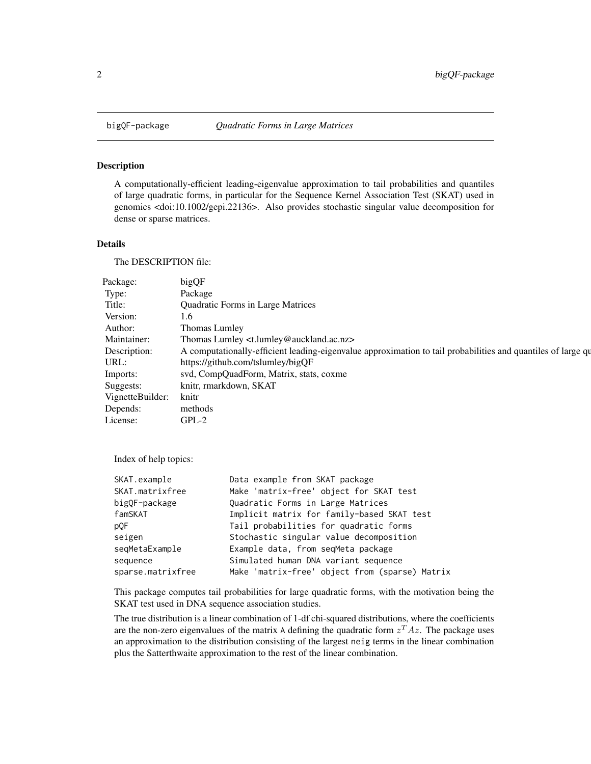# bigQF-package — *Quadratic Forms in Large Matrices*

## Description

A computationally-efficient leading-eigenvalue approximation to tail probabilities and quantiles of large quadratic forms, in particular for the Sequence Kernel Association Test (SKAT) used in genomics <doi:10.1002/gepi.22136>. Also provides stochastic singular value decomposition for dense or sparse matrices.

## Details

The DESCRIPTION file:

| | |
|---|---|
| Package: | bigQF |
| Type: | Package |
| Title: | Quadratic Forms in Large Matrices |
| Version: | 1.6 |
| Author: | Thomas Lumley |
| Maintainer: | Thomas Lumley <t.lumley@auckland.ac.nz> |
| Description: | A computationally-efficient leading-eigenvalue approximation to tail probabilities and quantiles of large qu |
| URL: | https://github.com/tslumley/bigQF |
| Imports: | svd, CompQuadForm, Matrix, stats, coxme |
| Suggests: | knitr, rmarkdown, SKAT |
| VignetteBuilder: | knitr |
| Depends: | methods |
| License: | GPL-2 |

Index of help topics:

```
SKAT.example            Data example from SKAT package
SKAT.matrixfree         Make 'matrix-free' object for SKAT test
bigQF-package           Quadratic Forms in Large Matrices
famSKAT                 Implicit matrix for family-based SKAT test
pQF                     Tail probabilities for quadratic forms
seigen                  Stochastic singular value decomposition
seqMetaExample          Example data, from seqMeta package
sequence                Simulated human DNA variant sequence
sparse.matrixfree       Make 'matrix-free' object from (sparse) Matrix
```

This package computes tail probabilities for large quadratic forms, with the motivation being the SKAT test used in DNA sequence association studies.

The true distribution is a linear combination of 1-df chi-squared distributions, where the coefficients are the non-zero eigenvalues of the matrix `A` defining the quadratic form $z^T Az$. The package uses an approximation to the distribution consisting of the largest `neig` terms in the linear combination plus the Satterthwaite approximation to the rest of the linear combination.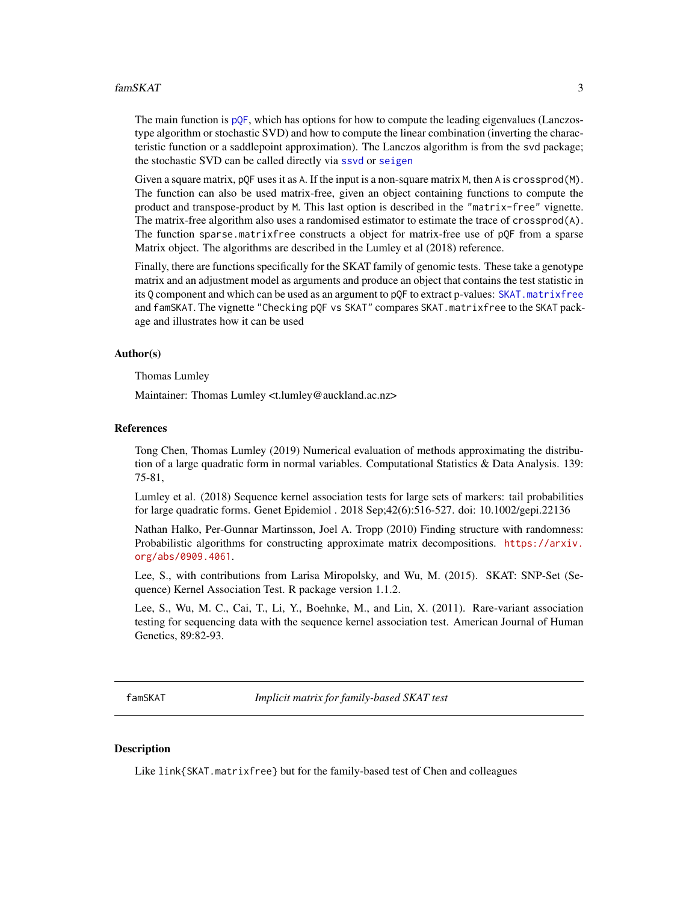The main function is pQF, which has options for how to compute the leading eigenvalues (Lanczos-type algorithm or stochastic SVD) and how to compute the linear combination (inverting the characteristic function or a saddlepoint approximation). The Lanczos algorithm is from the svd package; the stochastic SVD can be called directly via ssvd or seigen

Given a square matrix, `pQF` uses it as `A`. If the input is a non-square matrix `M`, then `A` is `crossprod(M)`. The function can also be used matrix-free, given an object containing functions to compute the product and transpose-product by `M`. This last option is described in the `"matrix-free"` vignette. The matrix-free algorithm also uses a randomised estimator to estimate the trace of `crossprod(A)`. The function `sparse.matrixfree` constructs a object for matrix-free use of `pQF` from a sparse Matrix object. The algorithms are described in the Lumley et al (2018) reference.

Finally, there are functions specifically for the SKAT family of genomic tests. These take a genotype matrix and an adjustment model as arguments and produce an object that contains the test statistic in its `Q` component and which can be used as an argument to `pQF` to extract p-values: `SKAT.matrixfree` and `famSKAT`. The vignette `"Checking pQF vs SKAT"` compares `SKAT.matrixfree` to the `SKAT` package and illustrates how it can be used

### Author(s)

Thomas Lumley

Maintainer: Thomas Lumley <t.lumley@auckland.ac.nz>

### References

Tong Chen, Thomas Lumley (2019) Numerical evaluation of methods approximating the distribution of a large quadratic form in normal variables. Computational Statistics & Data Analysis. 139: 75-81,

Lumley et al. (2018) Sequence kernel association tests for large sets of markers: tail probabilities for large quadratic forms. Genet Epidemiol . 2018 Sep;42(6):516-527. doi: 10.1002/gepi.22136

Nathan Halko, Per-Gunnar Martinsson, Joel A. Tropp (2010) Finding structure with randomness: Probabilistic algorithms for constructing approximate matrix decompositions. https://arxiv.org/abs/0909.4061.

Lee, S., with contributions from Larisa Miropolsky, and Wu, M. (2015). SKAT: SNP-Set (Sequence) Kernel Association Test. R package version 1.1.2.

Lee, S., Wu, M. C., Cai, T., Li, Y., Boehnke, M., and Lin, X. (2011). Rare-variant association testing for sequencing data with the sequence kernel association test. American Journal of Human Genetics, 89:82-93.

---

## famSKAT — *Implicit matrix for family-based SKAT test*

### Description

Like `link{SKAT.matrixfree}` but for the family-based test of Chen and colleagues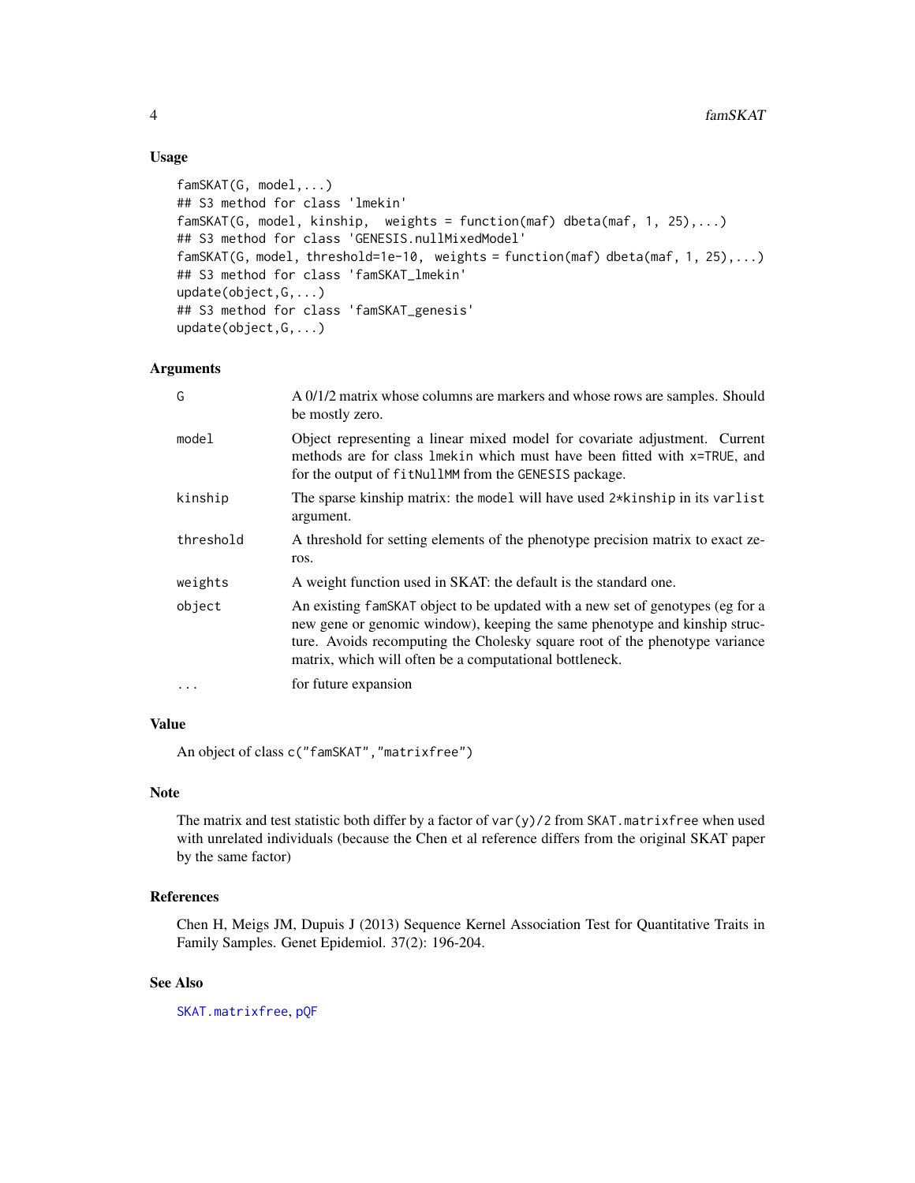### Usage

```
famSKAT(G, model,...)
## S3 method for class 'lmekin'
famSKAT(G, model, kinship,  weights = function(maf) dbeta(maf, 1, 25),...)
## S3 method for class 'GENESIS.nullMixedModel'
famSKAT(G, model, threshold=1e-10, weights = function(maf) dbeta(maf, 1, 25),...)
## S3 method for class 'famSKAT_lmekin'
update(object,G,...)
## S3 method for class 'famSKAT_genesis'
update(object,G,...)
```

### Arguments

| | |
|---|---|
| `G` | A 0/1/2 matrix whose columns are markers and whose rows are samples. Should be mostly zero. |
| `model` | Object representing a linear mixed model for covariate adjustment. Current methods are for class `lmekin` which must have been fitted with `x=TRUE`, and for the output of `fitNullMM` from the `GENESIS` package. |
| `kinship` | The sparse kinship matrix: the `model` will have used `2*kinship` in its `varlist` argument. |
| `threshold` | A threshold for setting elements of the phenotype precision matrix to exact zeros. |
| `weights` | A weight function used in SKAT: the default is the standard one. |
| `object` | An existing `famSKAT` object to be updated with a new set of genotypes (eg for a new gene or genomic window), keeping the same phenotype and kinship structure. Avoids recomputing the Cholesky square root of the phenotype variance matrix, which will often be a computational bottleneck. |
| `...` | for future expansion |

### Value

An object of class `c("famSKAT","matrixfree")`

### Note

The matrix and test statistic both differ by a factor of `var(y)/2` from `SKAT.matrixfree` when used with unrelated individuals (because the Chen et al reference differs from the original SKAT paper by the same factor)

### References

Chen H, Meigs JM, Dupuis J (2013) Sequence Kernel Association Test for Quantitative Traits in Family Samples. Genet Epidemiol. 37(2): 196-204.

### See Also

`SKAT.matrixfree`, `pQF`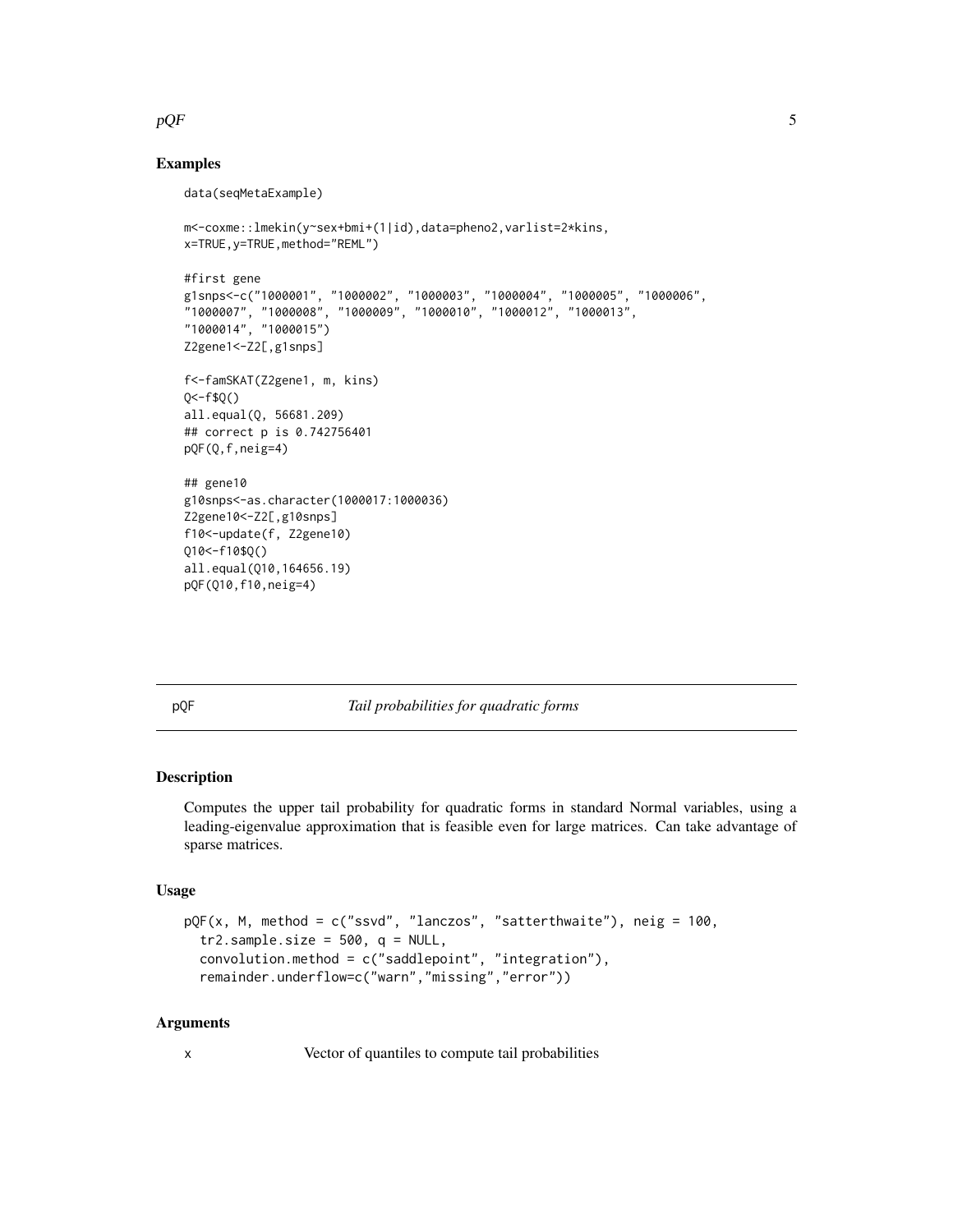### Examples

```
data(seqMetaExample)

m<-coxme::lmekin(y~sex+bmi+(1|id),data=pheno2,varlist=2*kins,
x=TRUE,y=TRUE,method="REML")

#first gene
g1snps<-c("1000001", "1000002", "1000003", "1000004", "1000005", "1000006",
"1000007", "1000008", "1000009", "1000010", "1000012", "1000013",
"1000014", "1000015")
Z2gene1<-Z2[,g1snps]

f<-famSKAT(Z2gene1, m, kins)
Q<-f$Q()
all.equal(Q, 56681.209)
## correct p is 0.742756401
pQF(Q,f,neig=4)

## gene10
g10snps<-as.character(1000017:1000036)
Z2gene10<-Z2[,g10snps]
f10<-update(f, Z2gene10)
Q10<-f10$Q()
all.equal(Q10,164656.19)
pQF(Q10,f10,neig=4)
```

## pQF *Tail probabilities for quadratic forms*

### Description

Computes the upper tail probability for quadratic forms in standard Normal variables, using a leading-eigenvalue approximation that is feasible even for large matrices. Can take advantage of sparse matrices.

### Usage

```
pQF(x, M, method = c("ssvd", "lanczos", "satterthwaite"), neig = 100,
  tr2.sample.size = 500, q = NULL,
  convolution.method = c("saddlepoint", "integration"),
  remainder.underflow=c("warn","missing","error"))
```

### Arguments

x    Vector of quantiles to compute tail probabilities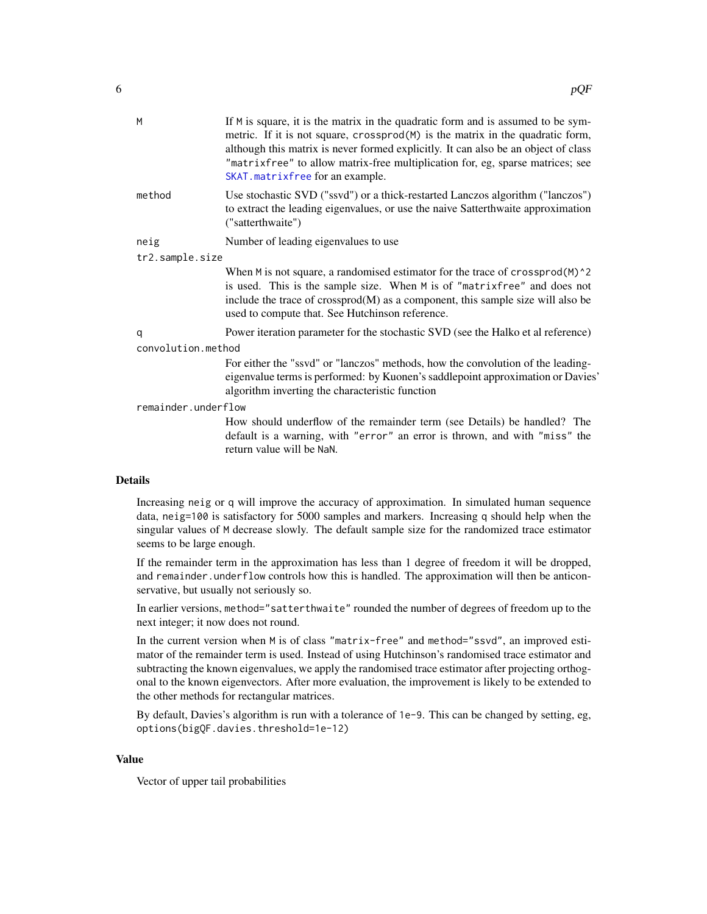M
: If M is square, it is the matrix in the quadratic form and is assumed to be symmetric. If it is not square, `crossprod(M)` is the matrix in the quadratic form, although this matrix is never formed explicitly. It can also be an object of class `"matrixfree"` to allow matrix-free multiplication for, eg, sparse matrices; see `SKAT.matrixfree` for an example.

method
: Use stochastic SVD ("ssvd") or a thick-restarted Lanczos algorithm ("lanczos") to extract the leading eigenvalues, or use the naive Satterthwaite approximation ("satterthwaite")

neig
: Number of leading eigenvalues to use

tr2.sample.size
: When M is not square, a randomised estimator for the trace of `crossprod(M)^2` is used. This is the sample size. When M is of `"matrixfree"` and does not include the trace of crossprod(M) as a component, this sample size will also be used to compute that. See Hutchinson reference.

q
: Power iteration parameter for the stochastic SVD (see the Halko et al reference)

convolution.method
: For either the "ssvd" or "lanczos" methods, how the convolution of the leading-eigenvalue terms is performed: by Kuonen's saddlepoint approximation or Davies' algorithm inverting the characteristic function

remainder.underflow
: How should underflow of the remainder term (see Details) be handled? The default is a warning, with `"error"` an error is thrown, and with `"miss"` the return value will be `NaN`.

## Details

Increasing `neig` or `q` will improve the accuracy of approximation. In simulated human sequence data, `neig=100` is satisfactory for 5000 samples and markers. Increasing `q` should help when the singular values of M decrease slowly. The default sample size for the randomized trace estimator seems to be large enough.

If the remainder term in the approximation has less than 1 degree of freedom it will be dropped, and `remainder.underflow` controls how this is handled. The approximation will then be anticonservative, but usually not seriously so.

In earlier versions, `method="satterthwaite"` rounded the number of degrees of freedom up to the next integer; it now does not round.

In the current version when M is of class `"matrix-free"` and `method="ssvd"`, an improved estimator of the remainder term is used. Instead of using Hutchinson's randomised trace estimator and subtracting the known eigenvalues, we apply the randomised trace estimator after projecting orthogonal to the known eigenvectors. After more evaluation, the improvement is likely to be extended to the other methods for rectangular matrices.

By default, Davies's algorithm is run with a tolerance of `1e-9`. This can be changed by setting, eg, `options(bigQF.davies.threshold=1e-12)`

## Value

Vector of upper tail probabilities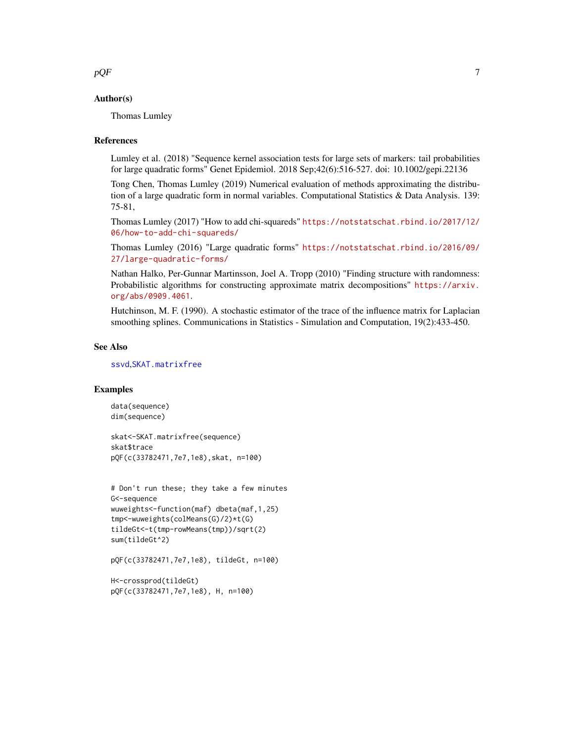### Author(s)

Thomas Lumley

### References

Lumley et al. (2018) "Sequence kernel association tests for large sets of markers: tail probabilities for large quadratic forms" Genet Epidemiol. 2018 Sep;42(6):516-527. doi: 10.1002/gepi.22136

Tong Chen, Thomas Lumley (2019) Numerical evaluation of methods approximating the distribution of a large quadratic form in normal variables. Computational Statistics & Data Analysis. 139: 75-81,

Thomas Lumley (2017) "How to add chi-squareds" https://notstatschat.rbind.io/2017/12/06/how-to-add-chi-squareds/

Thomas Lumley (2016) "Large quadratic forms" https://notstatschat.rbind.io/2016/09/27/large-quadratic-forms/

Nathan Halko, Per-Gunnar Martinsson, Joel A. Tropp (2010) "Finding structure with randomness: Probabilistic algorithms for constructing approximate matrix decompositions" https://arxiv.org/abs/0909.4061.

Hutchinson, M. F. (1990). A stochastic estimator of the trace of the influence matrix for Laplacian smoothing splines. Communications in Statistics - Simulation and Computation, 19(2):433-450.

### See Also

ssvd,SKAT.matrixfree

### Examples

```
data(sequence)
dim(sequence)

skat<-SKAT.matrixfree(sequence)
skat$trace
pQF(c(33782471,7e7,1e8),skat, n=100)


# Don't run these; they take a few minutes
G<-sequence
wuweights<-function(maf) dbeta(maf,1,25)
tmp<-wuweights(colMeans(G)/2)*t(G)
tildeGt<-t(tmp-rowMeans(tmp))/sqrt(2)
sum(tildeGt^2)

pQF(c(33782471,7e7,1e8), tildeGt, n=100)

H<-crossprod(tildeGt)
pQF(c(33782471,7e7,1e8), H, n=100)
```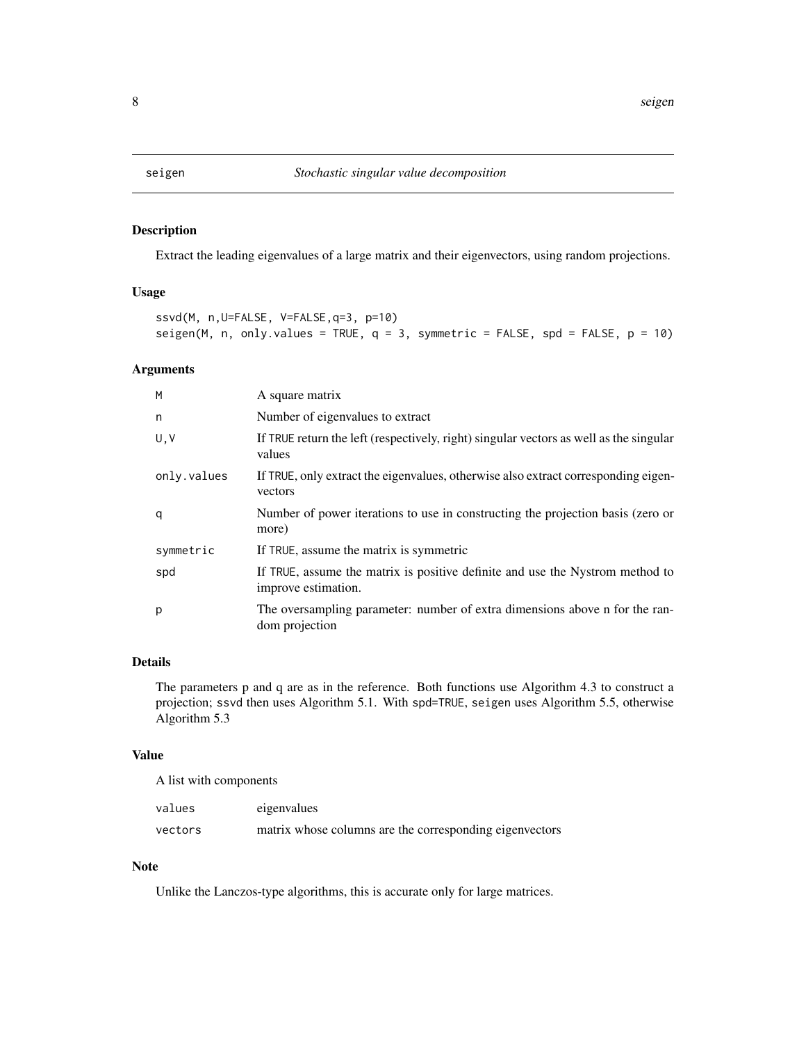## seigen *Stochastic singular value decomposition*

### Description

Extract the leading eigenvalues of a large matrix and their eigenvectors, using random projections.

### Usage

```
ssvd(M, n,U=FALSE, V=FALSE,q=3, p=10)
seigen(M, n, only.values = TRUE, q = 3, symmetric = FALSE, spd = FALSE, p = 10)
```

### Arguments

| | |
|---|---|
| M | A square matrix |
| n | Number of eigenvalues to extract |
| U,V | If TRUE return the left (respectively, right) singular vectors as well as the singular values |
| only.values | If TRUE, only extract the eigenvalues, otherwise also extract corresponding eigenvectors |
| q | Number of power iterations to use in constructing the projection basis (zero or more) |
| symmetric | If TRUE, assume the matrix is symmetric |
| spd | If TRUE, assume the matrix is positive definite and use the Nystrom method to improve estimation. |
| p | The oversampling parameter: number of extra dimensions above n for the random projection |

### Details

The parameters p and q are as in the reference. Both functions use Algorithm 4.3 to construct a projection; ssvd then uses Algorithm 5.1. With spd=TRUE, seigen uses Algorithm 5.5, otherwise Algorithm 5.3

### Value

A list with components

| | |
|---|---|
| values | eigenvalues |
| vectors | matrix whose columns are the corresponding eigenvectors |

### Note

Unlike the Lanczos-type algorithms, this is accurate only for large matrices.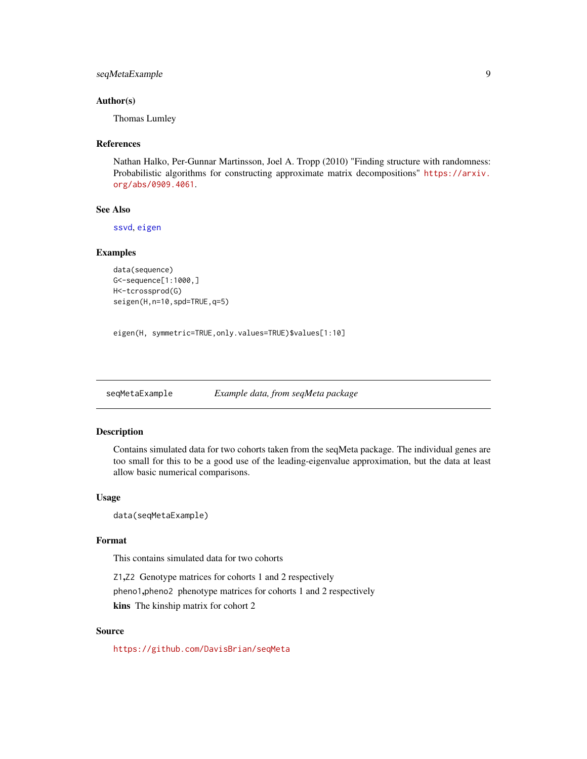### Author(s)

Thomas Lumley

### References

Nathan Halko, Per-Gunnar Martinsson, Joel A. Tropp (2010) "Finding structure with randomness: Probabilistic algorithms for constructing approximate matrix decompositions" https://arxiv.org/abs/0909.4061.

### See Also

ssvd, eigen

### Examples

```
data(sequence)
G<-sequence[1:1000,]
H<-tcrossprod(G)
seigen(H,n=10,spd=TRUE,q=5)


eigen(H, symmetric=TRUE,only.values=TRUE)$values[1:10]
```

---

## seqMetaExample — *Example data, from seqMeta package*

### Description

Contains simulated data for two cohorts taken from the seqMeta package. The individual genes are too small for this to be a good use of the leading-eigenvalue approximation, but the data at least allow basic numerical comparisons.

### Usage

```
data(seqMetaExample)
```

### Format

This contains simulated data for two cohorts

`Z1`,`Z2` Genotype matrices for cohorts 1 and 2 respectively

`pheno1`,`pheno2` phenotype matrices for cohorts 1 and 2 respectively

**kins** The kinship matrix for cohort 2

### Source

https://github.com/DavisBrian/seqMeta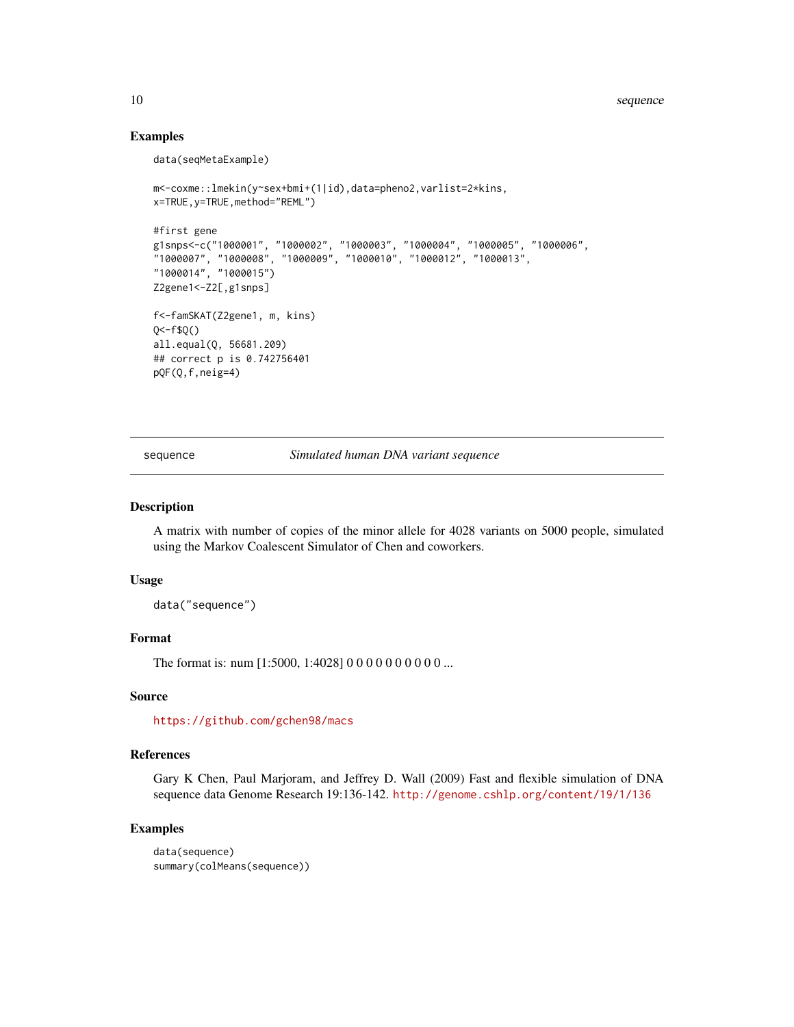## Examples

```
data(seqMetaExample)

m<-coxme::lmekin(y~sex+bmi+(1|id),data=pheno2,varlist=2*kins,
x=TRUE,y=TRUE,method="REML")

#first gene
g1snps<-c("1000001", "1000002", "1000003", "1000004", "1000005", "1000006",
"1000007", "1000008", "1000009", "1000010", "1000012", "1000013",
"1000014", "1000015")
Z2gene1<-Z2[,g1snps]

f<-famSKAT(Z2gene1, m, kins)
Q<-f$Q()
all.equal(Q, 56681.209)
## correct p is 0.742756401
pQF(Q,f,neig=4)
```

---

`sequence` *Simulated human DNA variant sequence*

---

## Description

A matrix with number of copies of the minor allele for 4028 variants on 5000 people, simulated using the Markov Coalescent Simulator of Chen and coworkers.

## Usage

```
data("sequence")
```

## Format

The format is: num [1:5000, 1:4028] 0 0 0 0 0 0 0 0 0 0 ...

## Source

https://github.com/gchen98/macs

## References

Gary K Chen, Paul Marjoram, and Jeffrey D. Wall (2009) Fast and flexible simulation of DNA sequence data Genome Research 19:136-142. http://genome.cshlp.org/content/19/1/136

## Examples

```
data(sequence)
summary(colMeans(sequence))
```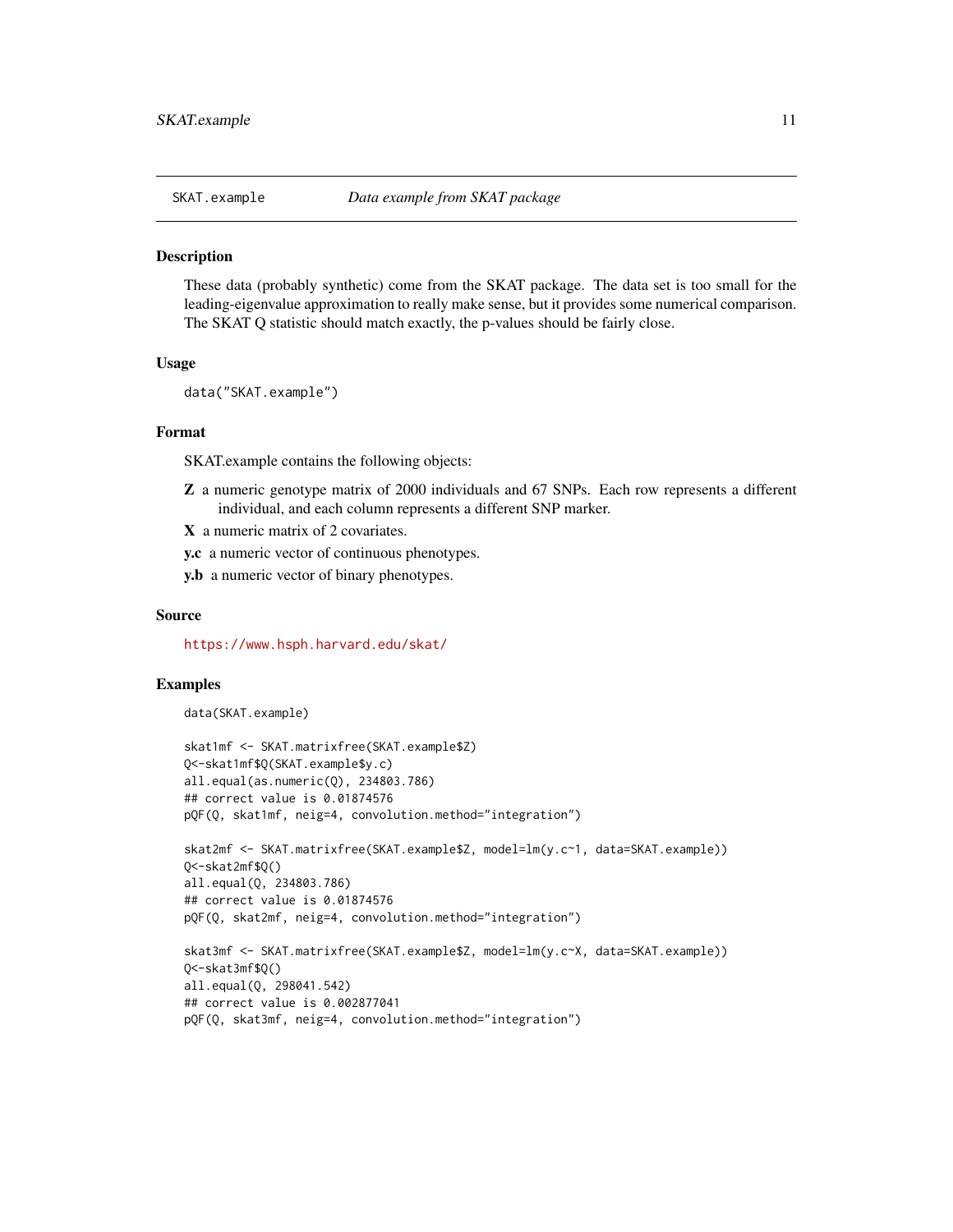## SKAT.example *Data example from SKAT package*

### Description

These data (probably synthetic) come from the SKAT package. The data set is too small for the leading-eigenvalue approximation to really make sense, but it provides some numerical comparison. The SKAT Q statistic should match exactly, the p-values should be fairly close.

### Usage

```
data("SKAT.example")
```

### Format

SKAT.example contains the following objects:

- **Z** a numeric genotype matrix of 2000 individuals and 67 SNPs. Each row represents a different individual, and each column represents a different SNP marker.
- **X** a numeric matrix of 2 covariates.
- **y.c** a numeric vector of continuous phenotypes.
- **y.b** a numeric vector of binary phenotypes.

### Source

https://www.hsph.harvard.edu/skat/

### Examples

```
data(SKAT.example)

skat1mf <- SKAT.matrixfree(SKAT.example$Z)
Q<-skat1mf$Q(SKAT.example$y.c)
all.equal(as.numeric(Q), 234803.786)
## correct value is 0.01874576
pQF(Q, skat1mf, neig=4, convolution.method="integration")

skat2mf <- SKAT.matrixfree(SKAT.example$Z, model=lm(y.c~1, data=SKAT.example))
Q<-skat2mf$Q()
all.equal(Q, 234803.786)
## correct value is 0.01874576
pQF(Q, skat2mf, neig=4, convolution.method="integration")

skat3mf <- SKAT.matrixfree(SKAT.example$Z, model=lm(y.c~X, data=SKAT.example))
Q<-skat3mf$Q()
all.equal(Q, 298041.542)
## correct value is 0.002877041
pQF(Q, skat3mf, neig=4, convolution.method="integration")
```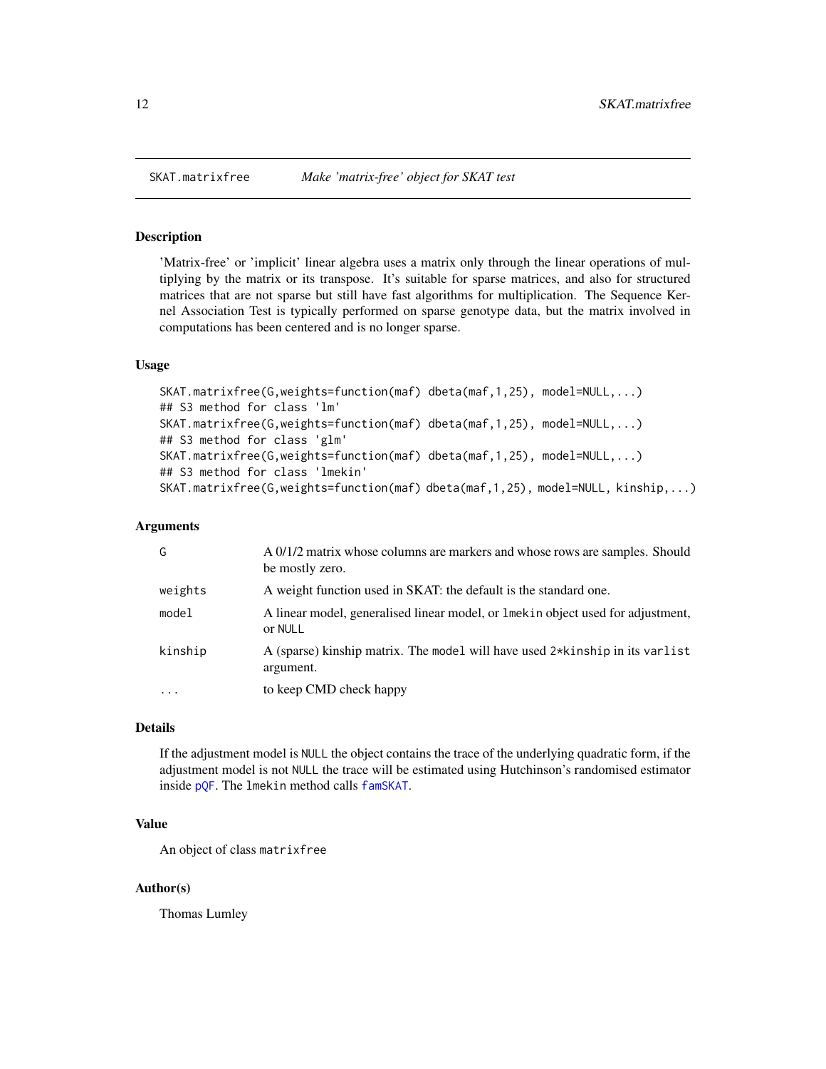SKAT.matrixfree — *Make 'matrix-free' object for SKAT test*

## Description

'Matrix-free' or 'implicit' linear algebra uses a matrix only through the linear operations of multiplying by the matrix or its transpose. It's suitable for sparse matrices, and also for structured matrices that are not sparse but still have fast algorithms for multiplication. The Sequence Kernel Association Test is typically performed on sparse genotype data, but the matrix involved in computations has been centered and is no longer sparse.

## Usage

```
SKAT.matrixfree(G,weights=function(maf) dbeta(maf,1,25), model=NULL,...)
## S3 method for class 'lm'
SKAT.matrixfree(G,weights=function(maf) dbeta(maf,1,25), model=NULL,...)
## S3 method for class 'glm'
SKAT.matrixfree(G,weights=function(maf) dbeta(maf,1,25), model=NULL,...)
## S3 method for class 'lmekin'
SKAT.matrixfree(G,weights=function(maf) dbeta(maf,1,25), model=NULL, kinship,...)
```

## Arguments

| | |
|---|---|
| `G` | A 0/1/2 matrix whose columns are markers and whose rows are samples. Should be mostly zero. |
| `weights` | A weight function used in SKAT: the default is the standard one. |
| `model` | A linear model, generalised linear model, or `lmekin` object used for adjustment, or `NULL` |
| `kinship` | A (sparse) kinship matrix. The `model` will have used `2*kinship` in its `varlist` argument. |
| `...` | to keep CMD check happy |

## Details

If the adjustment model is `NULL` the object contains the trace of the underlying quadratic form, if the adjustment model is not `NULL` the trace will be estimated using Hutchinson's randomised estimator inside `pQF`. The `lmekin` method calls `famSKAT`.

## Value

An object of class `matrixfree`

## Author(s)

Thomas Lumley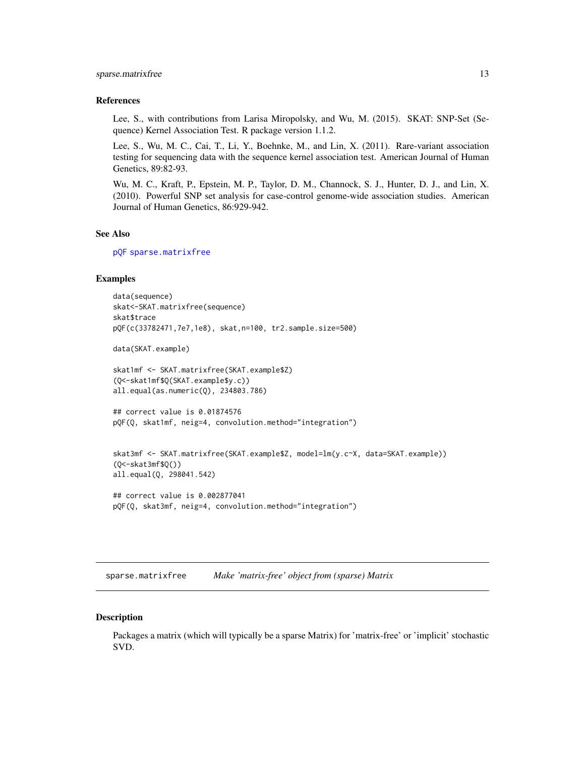### References

Lee, S., with contributions from Larisa Miropolsky, and Wu, M. (2015). SKAT: SNP-Set (Sequence) Kernel Association Test. R package version 1.1.2.

Lee, S., Wu, M. C., Cai, T., Li, Y., Boehnke, M., and Lin, X. (2011). Rare-variant association testing for sequencing data with the sequence kernel association test. American Journal of Human Genetics, 89:82-93.

Wu, M. C., Kraft, P., Epstein, M. P., Taylor, D. M., Channock, S. J., Hunter, D. J., and Lin, X. (2010). Powerful SNP set analysis for case-control genome-wide association studies. American Journal of Human Genetics, 86:929-942.

### See Also

pQF sparse.matrixfree

### Examples

```
data(sequence)
skat<-SKAT.matrixfree(sequence)
skat$trace
pQF(c(33782471,7e7,1e8), skat,n=100, tr2.sample.size=500)

data(SKAT.example)

skat1mf <- SKAT.matrixfree(SKAT.example$Z)
(Q<-skat1mf$Q(SKAT.example$y.c))
all.equal(as.numeric(Q), 234803.786)

## correct value is 0.01874576
pQF(Q, skat1mf, neig=4, convolution.method="integration")


skat3mf <- SKAT.matrixfree(SKAT.example$Z, model=lm(y.c~X, data=SKAT.example))
(Q<-skat3mf$Q())
all.equal(Q, 298041.542)

## correct value is 0.002877041
pQF(Q, skat3mf, neig=4, convolution.method="integration")
```

---

## sparse.matrixfree — *Make 'matrix-free' object from (sparse) Matrix*

### Description

Packages a matrix (which will typically be a sparse Matrix) for 'matrix-free' or 'implicit' stochastic SVD.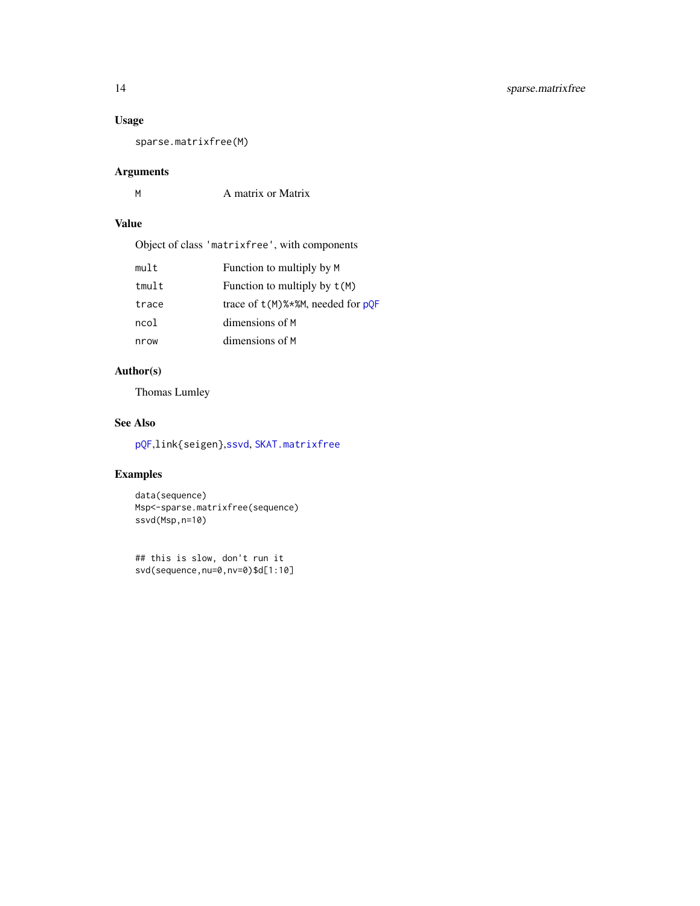### Usage

```
sparse.matrixfree(M)
```

### Arguments

| | |
|---|---|
| `M` | A matrix or Matrix |

### Value

Object of class `'matrixfree'`, with components

| | |
|---|---|
| `mult` | Function to multiply by `M` |
| `tmult` | Function to multiply by `t(M)` |
| `trace` | trace of `t(M)%*%M`, needed for `pQF` |
| `ncol` | dimensions of `M` |
| `nrow` | dimensions of `M` |

### Author(s)

Thomas Lumley

### See Also

`pQF`,`link{seigen}`,`ssvd`, `SKAT.matrixfree`

### Examples

```
data(sequence)
Msp<-sparse.matrixfree(sequence)
ssvd(Msp,n=10)


## this is slow, don't run it
svd(sequence,nu=0,nv=0)$d[1:10]
```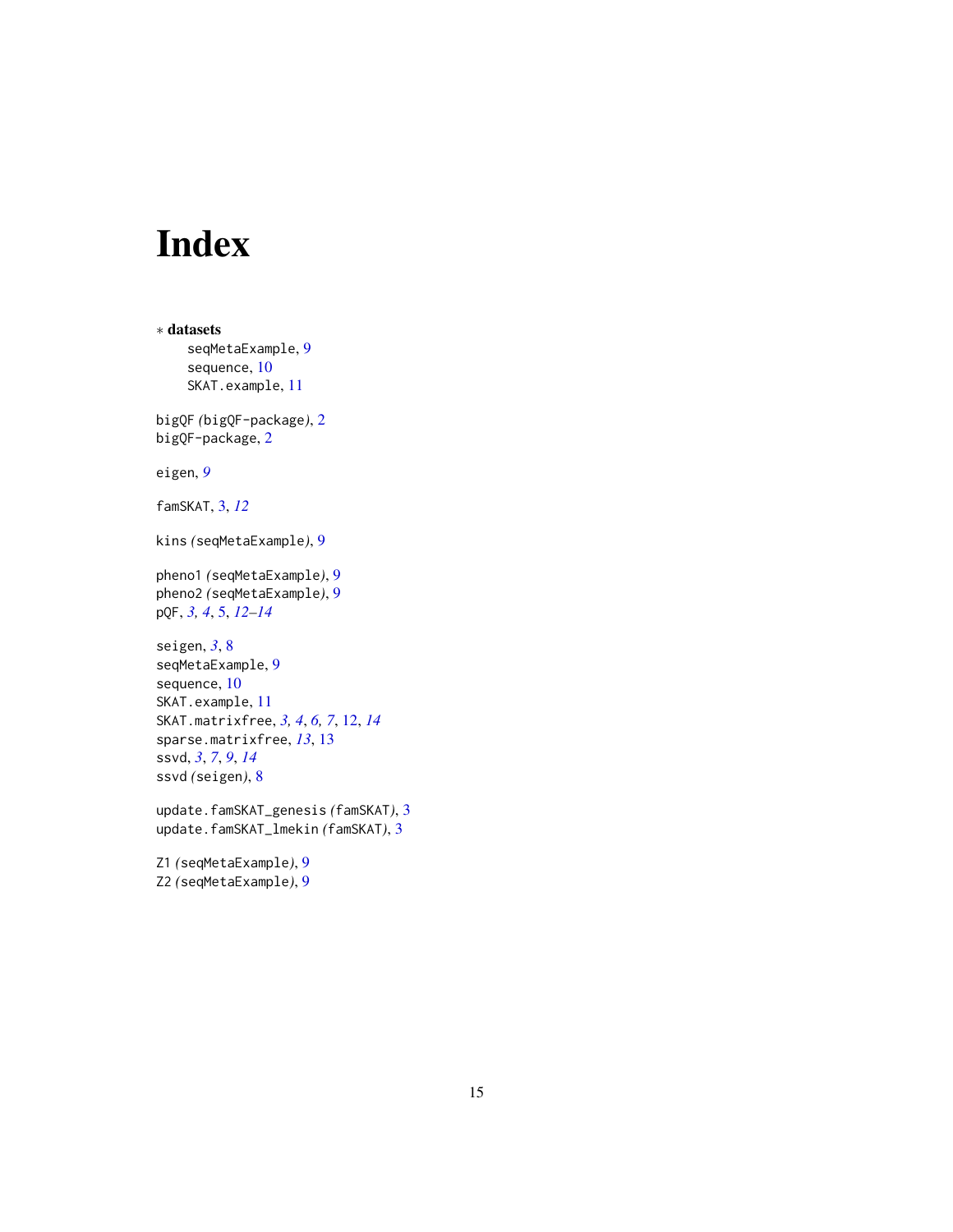# Index

∗ **datasets**

- seqMetaExample, 9
- sequence, 10
- SKAT.example, 11

bigQF (bigQF-package), 2
bigQF-package, 2

eigen, *9*

famSKAT, 3, *12*

kins (seqMetaExample), 9

pheno1 (seqMetaExample), 9
pheno2 (seqMetaExample), 9
pQF, *3, 4*, 5, *12–14*

seigen, *3*, 8
seqMetaExample, 9
sequence, 10
SKAT.example, 11
SKAT.matrixfree, *3, 4*, *6, 7*, 12, *14*
sparse.matrixfree, *13*, 13
ssvd, *3*, *7*, *9*, *14*
ssvd (seigen), 8

update.famSKAT_genesis (famSKAT), 3
update.famSKAT_lmekin (famSKAT), 3

Z1 (seqMetaExample), 9
Z2 (seqMetaExample), 9